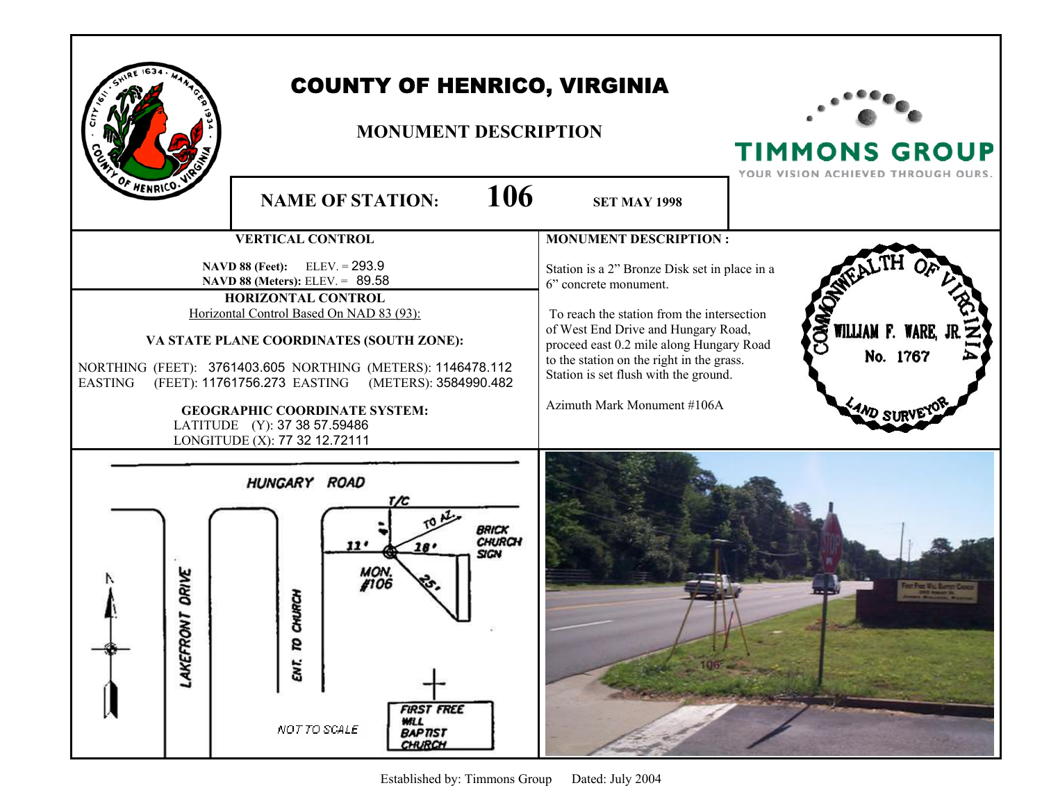# COUNTY OF HENRICO, VIRGINIA

## MONUMENT DESCRIPTION

TIMMONS GROUP
YOUR VISION ACHIEVED THROUGH OURS.

**NAME OF STATION: 106** **SET MAY 1998**

### VERTICAL CONTROL

**NAVD 88 (Feet):** ELEV. = 293.9
**NAVD 88 (Meters):** ELEV. = 89.58

### HORIZONTAL CONTROL

Horizontal Control Based On NAD 83 (93):

**VA STATE PLANE COORDINATES (SOUTH ZONE):**

NORTHING (FEET): 3761403.605 NORTHING (METERS): 1146478.112
EASTING (FEET): 11761756.273 EASTING (METERS): 3584990.482

**GEOGRAPHIC COORDINATE SYSTEM:**

LATITUDE (Y): 37 38 57.59486
LONGITUDE (X): 77 32 12.72111

### MONUMENT DESCRIPTION :

Station is a 2" Bronze Disk set in place in a 6" concrete monument.

To reach the station from the intersection of West End Drive and Hungary Road, proceed east 0.2 mile along Hungary Road to the station on the right in the grass. Station is set flush with the ground.

Azimuth Mark Monument #106A

COMMONWEALTH OF VIRGINIA
WILLIAM F. WARE, JR.
No. 1767
LAND SURVEYOR

HUNGARY ROAD
T/C
4'
TO AZ.
11'
18'
BRICK CHURCH SIGN
MON. #106
25'
LAKEFRONT DRIVE
ENT. TO CHURCH
FIRST FREE WILL BAPTIST CHURCH
NOT TO SCALE

Established by: Timmons Group Dated: July 2004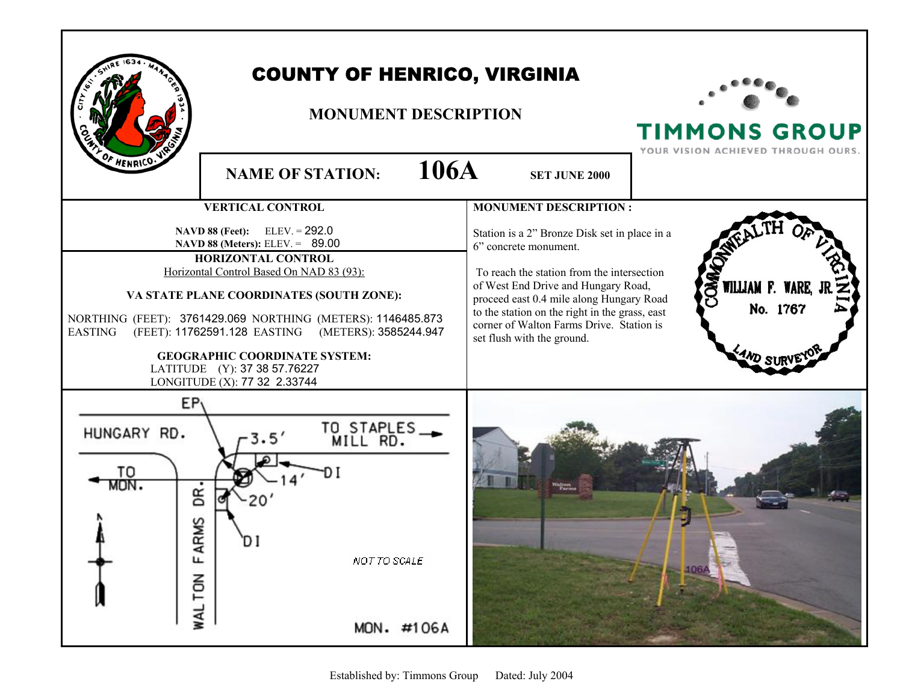# COUNTY OF HENRICO, VIRGINIA

## MONUMENT DESCRIPTION

TIMMONS GROUP
YOUR VISION ACHIEVED THROUGH OURS.

**NAME OF STATION: 106A** **SET JUNE 2000**

### VERTICAL CONTROL

**NAVD 88 (Feet):** ELEV. = 292.0
**NAVD 88 (Meters):** ELEV. = 89.00

### HORIZONTAL CONTROL

Horizontal Control Based On NAD 83 (93):

**VA STATE PLANE COORDINATES (SOUTH ZONE):**

NORTHING (FEET): 3761429.069 NORTHING (METERS): 1146485.873
EASTING (FEET): 11762591.128 EASTING (METERS): 3585244.947

**GEOGRAPHIC COORDINATE SYSTEM:**

LATITUDE (Y): 37 38 57.76227
LONGITUDE (X): 77 32 2.33744

### MONUMENT DESCRIPTION :

Station is a 2" Bronze Disk set in place in a 6" concrete monument.

To reach the station from the intersection of West End Drive and Hungary Road, proceed east 0.4 mile along Hungary Road to the station on the right in the grass, east corner of Walton Farms Drive. Station is set flush with the ground.

COMMONWEALTH OF VIRGINIA
WILLIAM F. WARE, JR.
No. 1767
LAND SURVEYOR

EP
HUNGARY RD.
3.5'
TO STAPLES MILL RD.
DI
14'
20'
TO MON.
WALTON FARMS DR.
DI
NOT TO SCALE
MON. #106A

Established by: Timmons Group Dated: July 2004